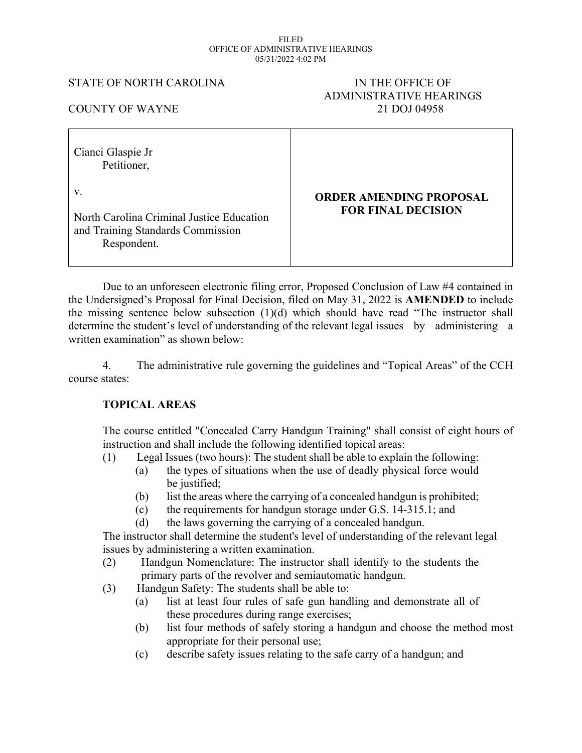FILED
OFFICE OF ADMINISTRATIVE HEARINGS
05/31/2022 4:02 PM

STATE OF NORTH CAROLINA

COUNTY OF WAYNE

IN THE OFFICE OF
ADMINISTRATIVE HEARINGS
21 DOJ 04958

| | |
|---|---|
| Cianci Glaspie Jr<br>Petitioner,<br><br>v.<br><br>North Carolina Criminal Justice Education and Training Standards Commission<br>Respondent. | **ORDER AMENDING PROPOSAL FOR FINAL DECISION** |

Due to an unforeseen electronic filing error, Proposed Conclusion of Law #4 contained in the Undersigned's Proposal for Final Decision, filed on May 31, 2022 is **AMENDED** to include the missing sentence below subsection (1)(d) which should have read "The instructor shall determine the student's level of understanding of the relevant legal issues by administering a written examination" as shown below:

4. The administrative rule governing the guidelines and "Topical Areas" of the CCH course states:

**TOPICAL AREAS**

The course entitled "Concealed Carry Handgun Training" shall consist of eight hours of instruction and shall include the following identified topical areas:

(1) Legal Issues (two hours): The student shall be able to explain the following:
   - (a) the types of situations when the use of deadly physical force would be justified;
   - (b) list the areas where the carrying of a concealed handgun is prohibited;
   - (c) the requirements for handgun storage under G.S. 14-315.1; and
   - (d) the laws governing the carrying of a concealed handgun.

The instructor shall determine the student's level of understanding of the relevant legal issues by administering a written examination.

(2) Handgun Nomenclature: The instructor shall identify to the students the primary parts of the revolver and semiautomatic handgun.

(3) Handgun Safety: The students shall be able to:
   - (a) list at least four rules of safe gun handling and demonstrate all of these procedures during range exercises;
   - (b) list four methods of safely storing a handgun and choose the method most appropriate for their personal use;
   - (c) describe safety issues relating to the safe carry of a handgun; and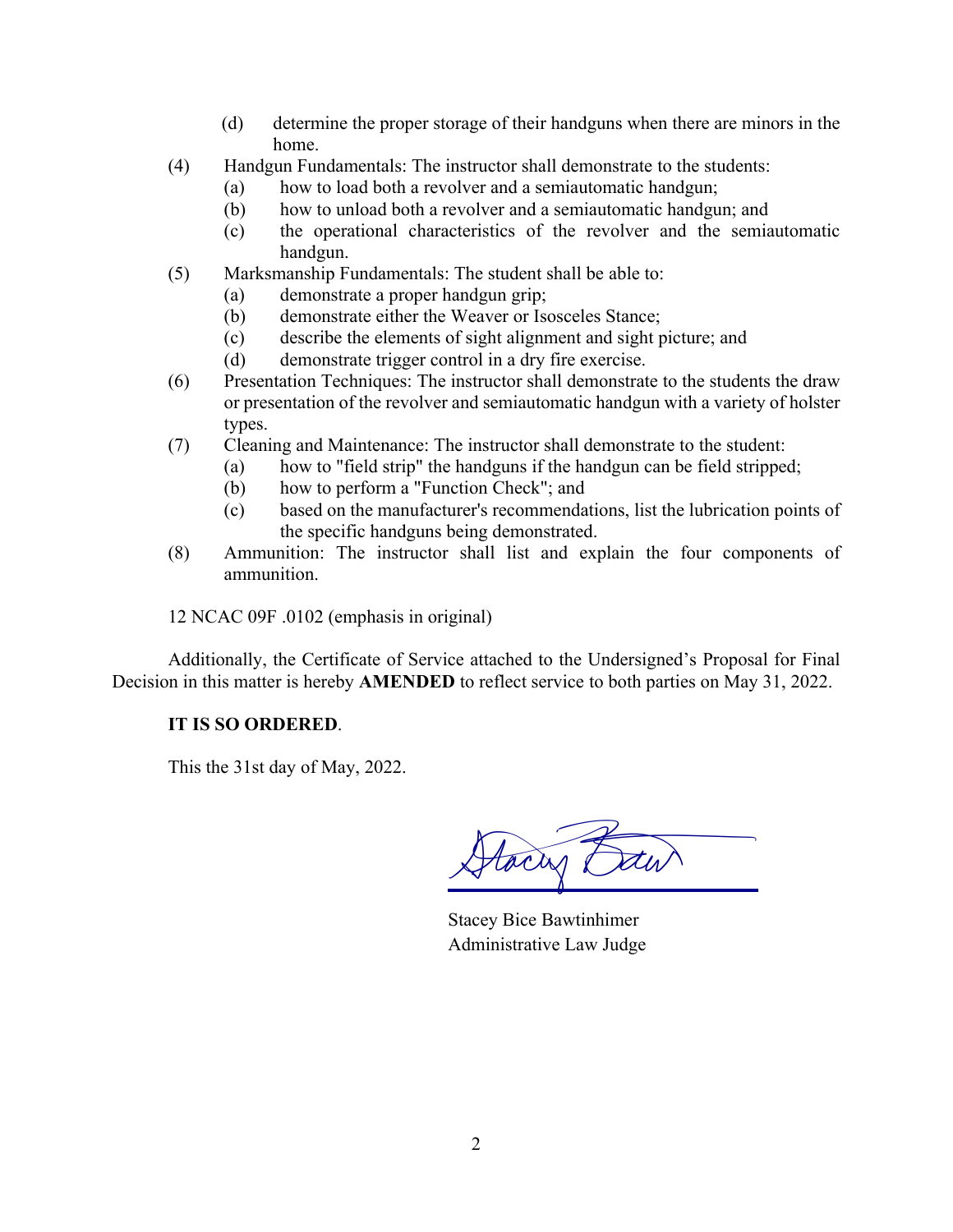(d) determine the proper storage of their handguns when there are minors in the home.

(4) Handgun Fundamentals: The instructor shall demonstrate to the students:
   (a) how to load both a revolver and a semiautomatic handgun;
   (b) how to unload both a revolver and a semiautomatic handgun; and
   (c) the operational characteristics of the revolver and the semiautomatic handgun.

(5) Marksmanship Fundamentals: The student shall be able to:
   (a) demonstrate a proper handgun grip;
   (b) demonstrate either the Weaver or Isosceles Stance;
   (c) describe the elements of sight alignment and sight picture; and
   (d) demonstrate trigger control in a dry fire exercise.

(6) Presentation Techniques: The instructor shall demonstrate to the students the draw or presentation of the revolver and semiautomatic handgun with a variety of holster types.

(7) Cleaning and Maintenance: The instructor shall demonstrate to the student:
   (a) how to "field strip" the handguns if the handgun can be field stripped;
   (b) how to perform a "Function Check"; and
   (c) based on the manufacturer's recommendations, list the lubrication points of the specific handguns being demonstrated.

(8) Ammunition: The instructor shall list and explain the four components of ammunition.

12 NCAC 09F .0102 (emphasis in original)

Additionally, the Certificate of Service attached to the Undersigned's Proposal for Final Decision in this matter is hereby **AMENDED** to reflect service to both parties on May 31, 2022.

**IT IS SO ORDERED**.

This the 31st day of May, 2022.

Stacey Bice Bawtinhimer
Administrative Law Judge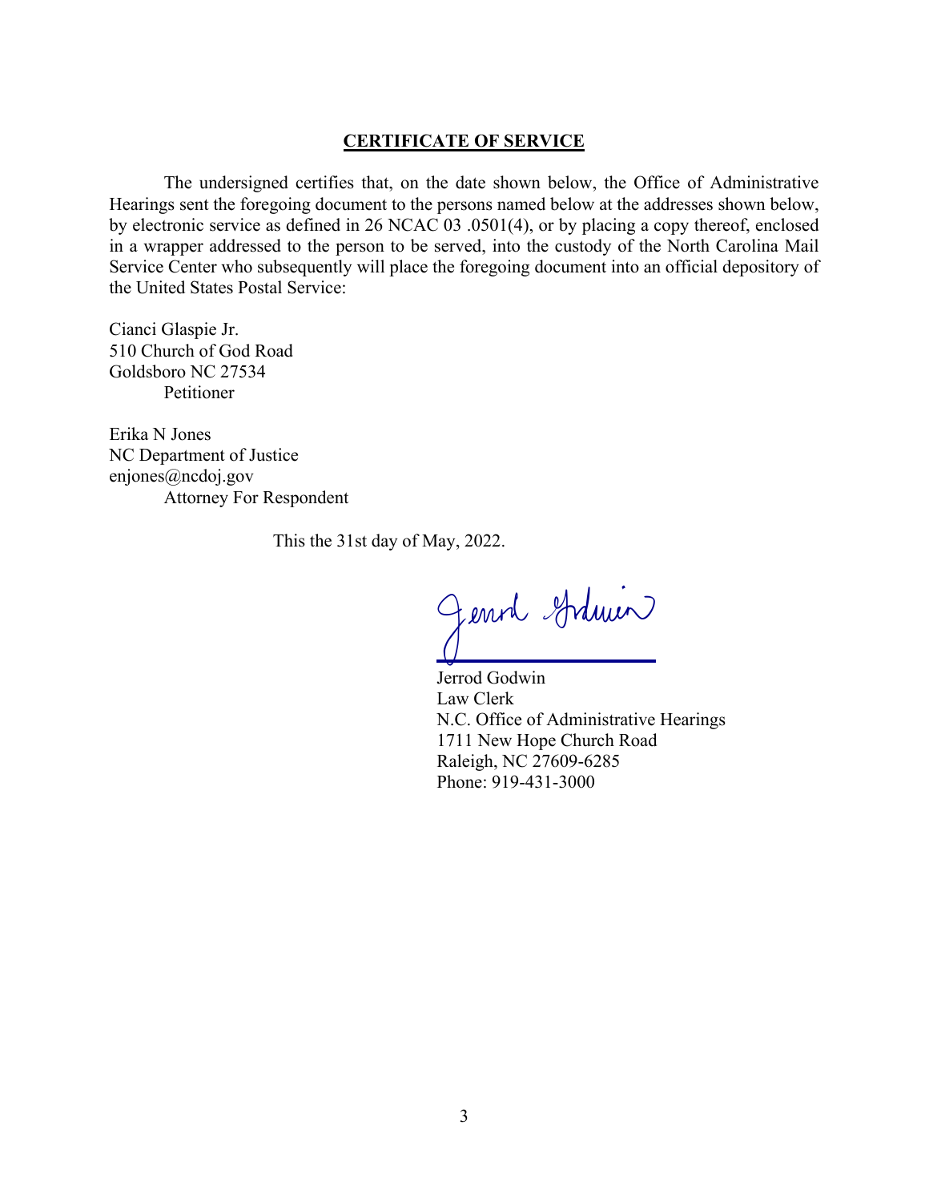## **CERTIFICATE OF SERVICE**

The undersigned certifies that, on the date shown below, the Office of Administrative Hearings sent the foregoing document to the persons named below at the addresses shown below, by electronic service as defined in 26 NCAC 03 .0501(4), or by placing a copy thereof, enclosed in a wrapper addressed to the person to be served, into the custody of the North Carolina Mail Service Center who subsequently will place the foregoing document into an official depository of the United States Postal Service:

Cianci Glaspie Jr.
510 Church of God Road
Goldsboro NC 27534
Petitioner

Erika N Jones
NC Department of Justice
enjones@ncdoj.gov
Attorney For Respondent

This the 31st day of May, 2022.

Jerrod Godwin
Law Clerk
N.C. Office of Administrative Hearings
1711 New Hope Church Road
Raleigh, NC 27609-6285
Phone: 919-431-3000